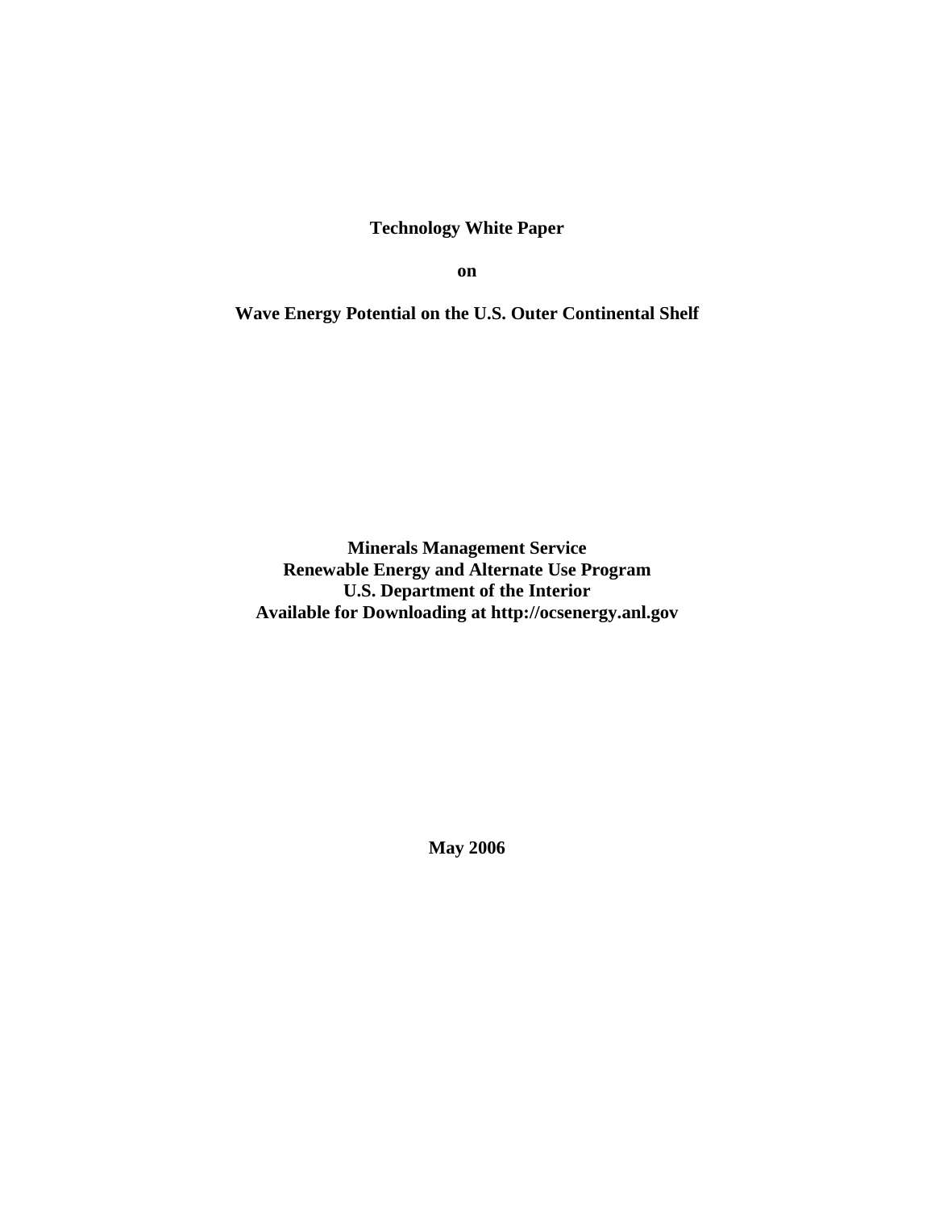# Technology White Paper

**on**

# Wave Energy Potential on the U.S. Outer Continental Shelf

**Minerals Management Service**
**Renewable Energy and Alternate Use Program**
**U.S. Department of the Interior**
**Available for Downloading at http://ocsenergy.anl.gov**

**May 2006**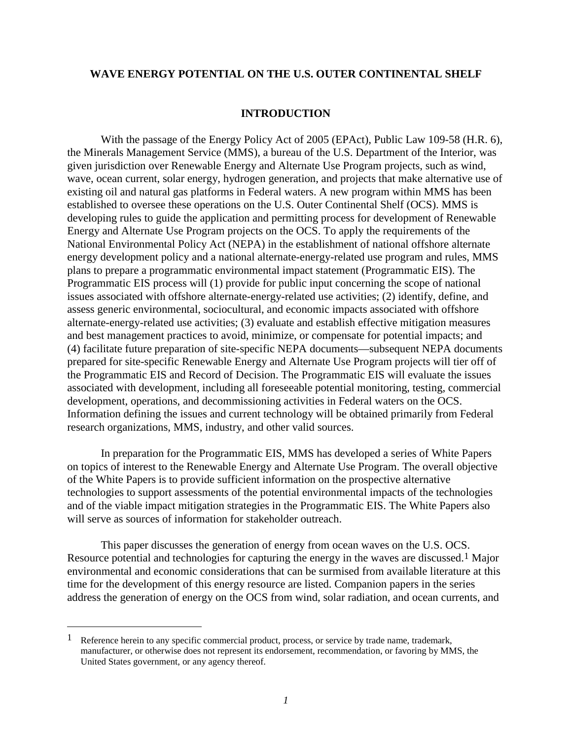**WAVE ENERGY POTENTIAL ON THE U.S. OUTER CONTINENTAL SHELF**

## INTRODUCTION

With the passage of the Energy Policy Act of 2005 (EPAct), Public Law 109-58 (H.R. 6), the Minerals Management Service (MMS), a bureau of the U.S. Department of the Interior, was given jurisdiction over Renewable Energy and Alternate Use Program projects, such as wind, wave, ocean current, solar energy, hydrogen generation, and projects that make alternative use of existing oil and natural gas platforms in Federal waters. A new program within MMS has been established to oversee these operations on the U.S. Outer Continental Shelf (OCS). MMS is developing rules to guide the application and permitting process for development of Renewable Energy and Alternate Use Program projects on the OCS. To apply the requirements of the National Environmental Policy Act (NEPA) in the establishment of national offshore alternate energy development policy and a national alternate-energy-related use program and rules, MMS plans to prepare a programmatic environmental impact statement (Programmatic EIS). The Programmatic EIS process will (1) provide for public input concerning the scope of national issues associated with offshore alternate-energy-related use activities; (2) identify, define, and assess generic environmental, sociocultural, and economic impacts associated with offshore alternate-energy-related use activities; (3) evaluate and establish effective mitigation measures and best management practices to avoid, minimize, or compensate for potential impacts; and (4) facilitate future preparation of site-specific NEPA documents—subsequent NEPA documents prepared for site-specific Renewable Energy and Alternate Use Program projects will tier off of the Programmatic EIS and Record of Decision. The Programmatic EIS will evaluate the issues associated with development, including all foreseeable potential monitoring, testing, commercial development, operations, and decommissioning activities in Federal waters on the OCS. Information defining the issues and current technology will be obtained primarily from Federal research organizations, MMS, industry, and other valid sources.

In preparation for the Programmatic EIS, MMS has developed a series of White Papers on topics of interest to the Renewable Energy and Alternate Use Program. The overall objective of the White Papers is to provide sufficient information on the prospective alternative technologies to support assessments of the potential environmental impacts of the technologies and of the viable impact mitigation strategies in the Programmatic EIS. The White Papers also will serve as sources of information for stakeholder outreach.

This paper discusses the generation of energy from ocean waves on the U.S. OCS. Resource potential and technologies for capturing the energy in the waves are discussed.[1] Major environmental and economic considerations that can be surmised from available literature at this time for the development of this energy resource are listed. Companion papers in the series address the generation of energy on the OCS from wind, solar radiation, and ocean currents, and

---

[1] Reference herein to any specific commercial product, process, or service by trade name, trademark, manufacturer, or otherwise does not represent its endorsement, recommendation, or favoring by MMS, the United States government, or any agency thereof.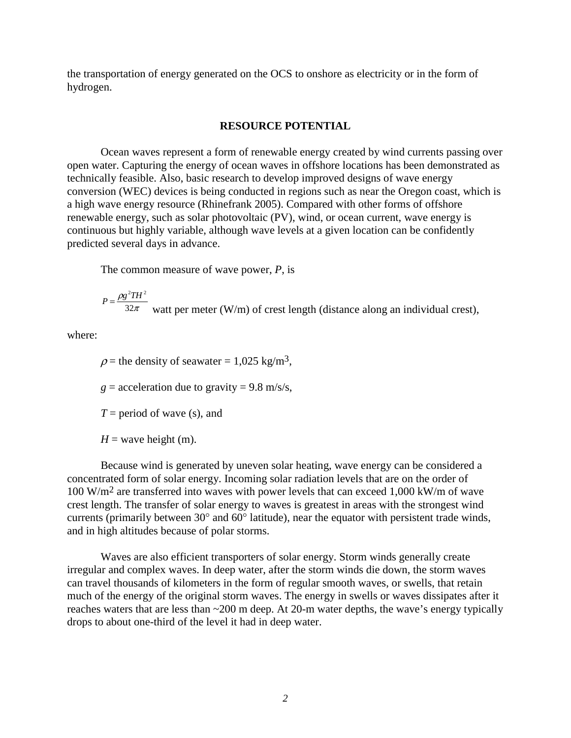the transportation of energy generated on the OCS to onshore as electricity or in the form of hydrogen.

## RESOURCE POTENTIAL

Ocean waves represent a form of renewable energy created by wind currents passing over open water. Capturing the energy of ocean waves in offshore locations has been demonstrated as technically feasible. Also, basic research to develop improved designs of wave energy conversion (WEC) devices is being conducted in regions such as near the Oregon coast, which is a high wave energy resource (Rhinefrank 2005). Compared with other forms of offshore renewable energy, such as solar photovoltaic (PV), wind, or ocean current, wave energy is continuous but highly variable, although wave levels at a given location can be confidently predicted several days in advance.

The common measure of wave power, $P$, is

$P = \frac{\rho g^2 T H^2}{32\pi}$ watt per meter (W/m) of crest length (distance along an individual crest),

where:

$\rho$ = the density of seawater = 1,025 kg/m$^3$,

$g$ = acceleration due to gravity = 9.8 m/s/s,

$T$ = period of wave (s), and

$H$ = wave height (m).

Because wind is generated by uneven solar heating, wave energy can be considered a concentrated form of solar energy. Incoming solar radiation levels that are on the order of 100 W/m$^2$ are transferred into waves with power levels that can exceed 1,000 kW/m of wave crest length. The transfer of solar energy to waves is greatest in areas with the strongest wind currents (primarily between 30° and 60° latitude), near the equator with persistent trade winds, and in high altitudes because of polar storms.

Waves are also efficient transporters of solar energy. Storm winds generally create irregular and complex waves. In deep water, after the storm winds die down, the storm waves can travel thousands of kilometers in the form of regular smooth waves, or swells, that retain much of the energy of the original storm waves. The energy in swells or waves dissipates after it reaches waters that are less than ~200 m deep. At 20-m water depths, the wave's energy typically drops to about one-third of the level it had in deep water.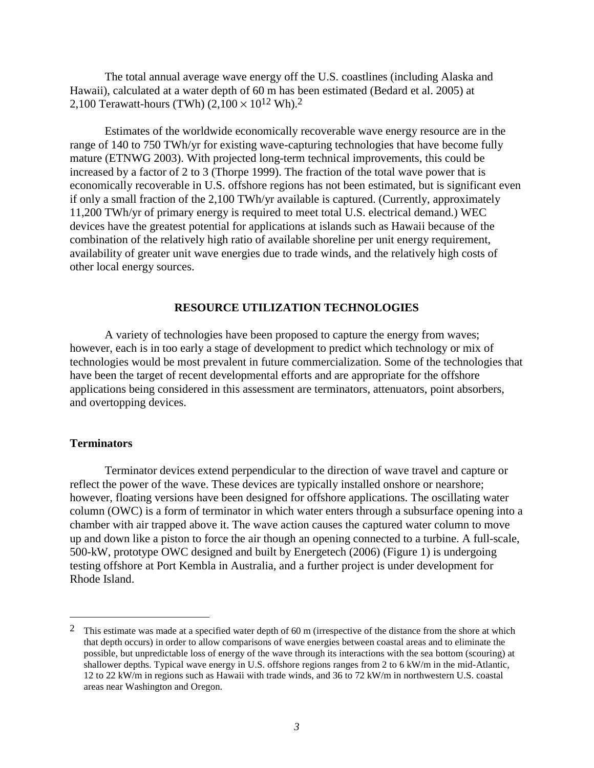The total annual average wave energy off the U.S. coastlines (including Alaska and Hawaii), calculated at a water depth of 60 m has been estimated (Bedard et al. 2005) at 2,100 Terawatt-hours (TWh) ($2{,}100 \times 10^{12}$ Wh).[2]

Estimates of the worldwide economically recoverable wave energy resource are in the range of 140 to 750 TWh/yr for existing wave-capturing technologies that have become fully mature (ETNWG 2003). With projected long-term technical improvements, this could be increased by a factor of 2 to 3 (Thorpe 1999). The fraction of the total wave power that is economically recoverable in U.S. offshore regions has not been estimated, but is significant even if only a small fraction of the 2,100 TWh/yr available is captured. (Currently, approximately 11,200 TWh/yr of primary energy is required to meet total U.S. electrical demand.) WEC devices have the greatest potential for applications at islands such as Hawaii because of the combination of the relatively high ratio of available shoreline per unit energy requirement, availability of greater unit wave energies due to trade winds, and the relatively high costs of other local energy sources.

## RESOURCE UTILIZATION TECHNOLOGIES

A variety of technologies have been proposed to capture the energy from waves; however, each is in too early a stage of development to predict which technology or mix of technologies would be most prevalent in future commercialization. Some of the technologies that have been the target of recent developmental efforts and are appropriate for the offshore applications being considered in this assessment are terminators, attenuators, point absorbers, and overtopping devices.

### Terminators

Terminator devices extend perpendicular to the direction of wave travel and capture or reflect the power of the wave. These devices are typically installed onshore or nearshore; however, floating versions have been designed for offshore applications. The oscillating water column (OWC) is a form of terminator in which water enters through a subsurface opening into a chamber with air trapped above it. The wave action causes the captured water column to move up and down like a piston to force the air though an opening connected to a turbine. A full-scale, 500-kW, prototype OWC designed and built by Energetech (2006) (Figure 1) is undergoing testing offshore at Port Kembla in Australia, and a further project is under development for Rhode Island.

---

[2] This estimate was made at a specified water depth of 60 m (irrespective of the distance from the shore at which that depth occurs) in order to allow comparisons of wave energies between coastal areas and to eliminate the possible, but unpredictable loss of energy of the wave through its interactions with the sea bottom (scouring) at shallower depths. Typical wave energy in U.S. offshore regions ranges from 2 to 6 kW/m in the mid-Atlantic, 12 to 22 kW/m in regions such as Hawaii with trade winds, and 36 to 72 kW/m in northwestern U.S. coastal areas near Washington and Oregon.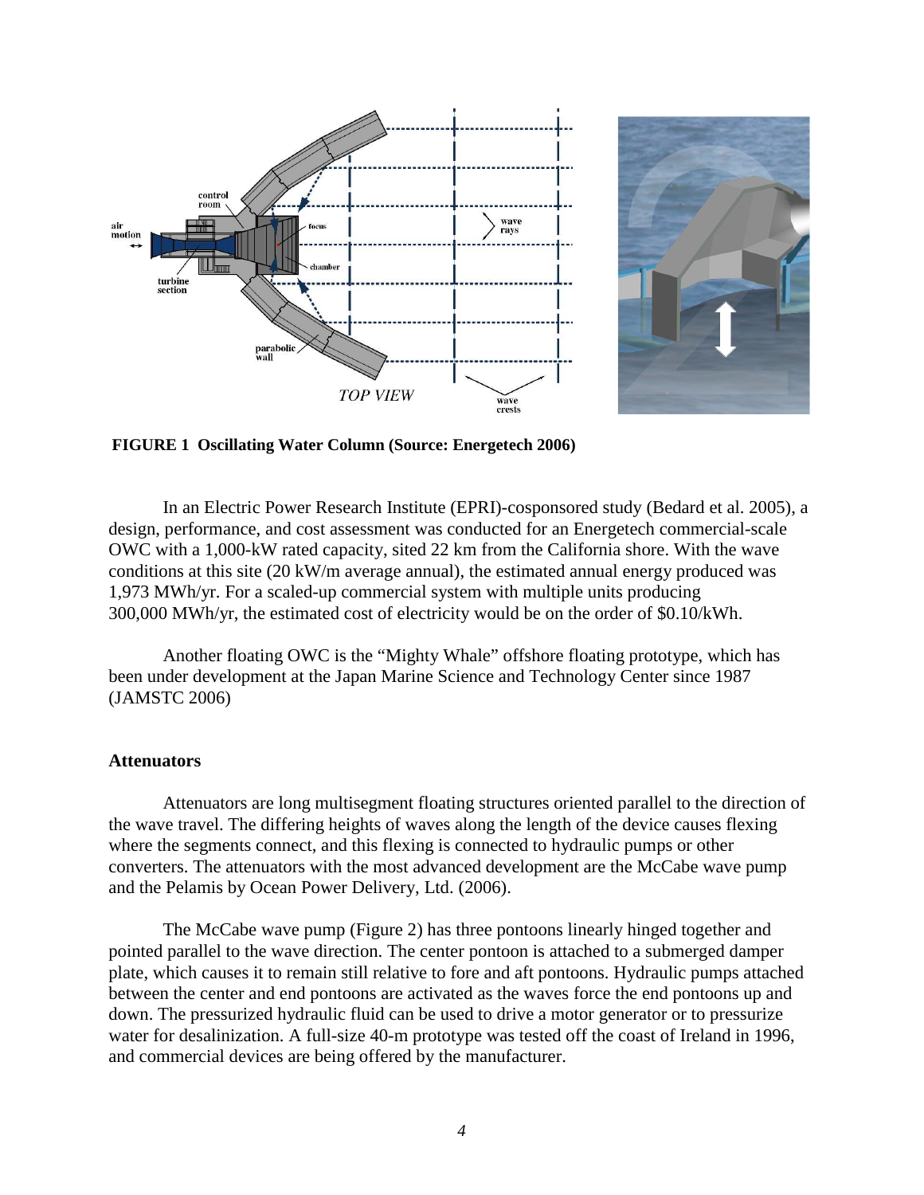**FIGURE 1 Oscillating Water Column (Source: Energetech 2006)**

In an Electric Power Research Institute (EPRI)-cosponsored study (Bedard et al. 2005), a design, performance, and cost assessment was conducted for an Energetech commercial-scale OWC with a 1,000-kW rated capacity, sited 22 km from the California shore. With the wave conditions at this site (20 kW/m average annual), the estimated annual energy produced was 1,973 MWh/yr. For a scaled-up commercial system with multiple units producing 300,000 MWh/yr, the estimated cost of electricity would be on the order of $0.10/kWh.

Another floating OWC is the "Mighty Whale" offshore floating prototype, which has been under development at the Japan Marine Science and Technology Center since 1987 (JAMSTC 2006)

### Attenuators

Attenuators are long multisegment floating structures oriented parallel to the direction of the wave travel. The differing heights of waves along the length of the device causes flexing where the segments connect, and this flexing is connected to hydraulic pumps or other converters. The attenuators with the most advanced development are the McCabe wave pump and the Pelamis by Ocean Power Delivery, Ltd. (2006).

The McCabe wave pump (Figure 2) has three pontoons linearly hinged together and pointed parallel to the wave direction. The center pontoon is attached to a submerged damper plate, which causes it to remain still relative to fore and aft pontoons. Hydraulic pumps attached between the center and end pontoons are activated as the waves force the end pontoons up and down. The pressurized hydraulic fluid can be used to drive a motor generator or to pressurize water for desalinization. A full-size 40-m prototype was tested off the coast of Ireland in 1996, and commercial devices are being offered by the manufacturer.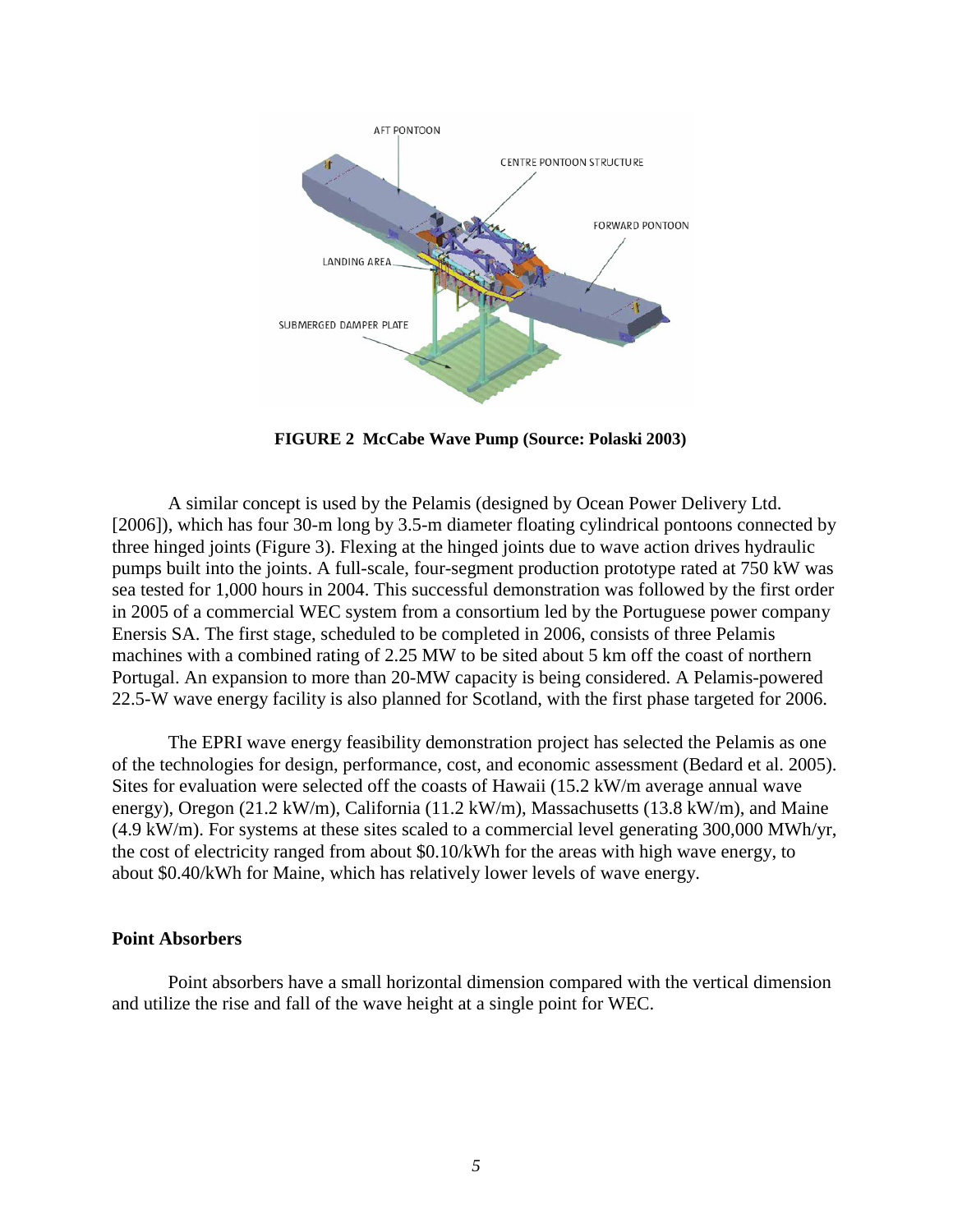**FIGURE 2 McCabe Wave Pump (Source: Polaski 2003)**

A similar concept is used by the Pelamis (designed by Ocean Power Delivery Ltd. [2006]), which has four 30-m long by 3.5-m diameter floating cylindrical pontoons connected by three hinged joints (Figure 3). Flexing at the hinged joints due to wave action drives hydraulic pumps built into the joints. A full-scale, four-segment production prototype rated at 750 kW was sea tested for 1,000 hours in 2004. This successful demonstration was followed by the first order in 2005 of a commercial WEC system from a consortium led by the Portuguese power company Enersis SA. The first stage, scheduled to be completed in 2006, consists of three Pelamis machines with a combined rating of 2.25 MW to be sited about 5 km off the coast of northern Portugal. An expansion to more than 20-MW capacity is being considered. A Pelamis-powered 22.5-W wave energy facility is also planned for Scotland, with the first phase targeted for 2006.

The EPRI wave energy feasibility demonstration project has selected the Pelamis as one of the technologies for design, performance, cost, and economic assessment (Bedard et al. 2005). Sites for evaluation were selected off the coasts of Hawaii (15.2 kW/m average annual wave energy), Oregon (21.2 kW/m), California (11.2 kW/m), Massachusetts (13.8 kW/m), and Maine (4.9 kW/m). For systems at these sites scaled to a commercial level generating 300,000 MWh/yr, the cost of electricity ranged from about $0.10/kWh for the areas with high wave energy, to about $0.40/kWh for Maine, which has relatively lower levels of wave energy.

### Point Absorbers

Point absorbers have a small horizontal dimension compared with the vertical dimension and utilize the rise and fall of the wave height at a single point for WEC.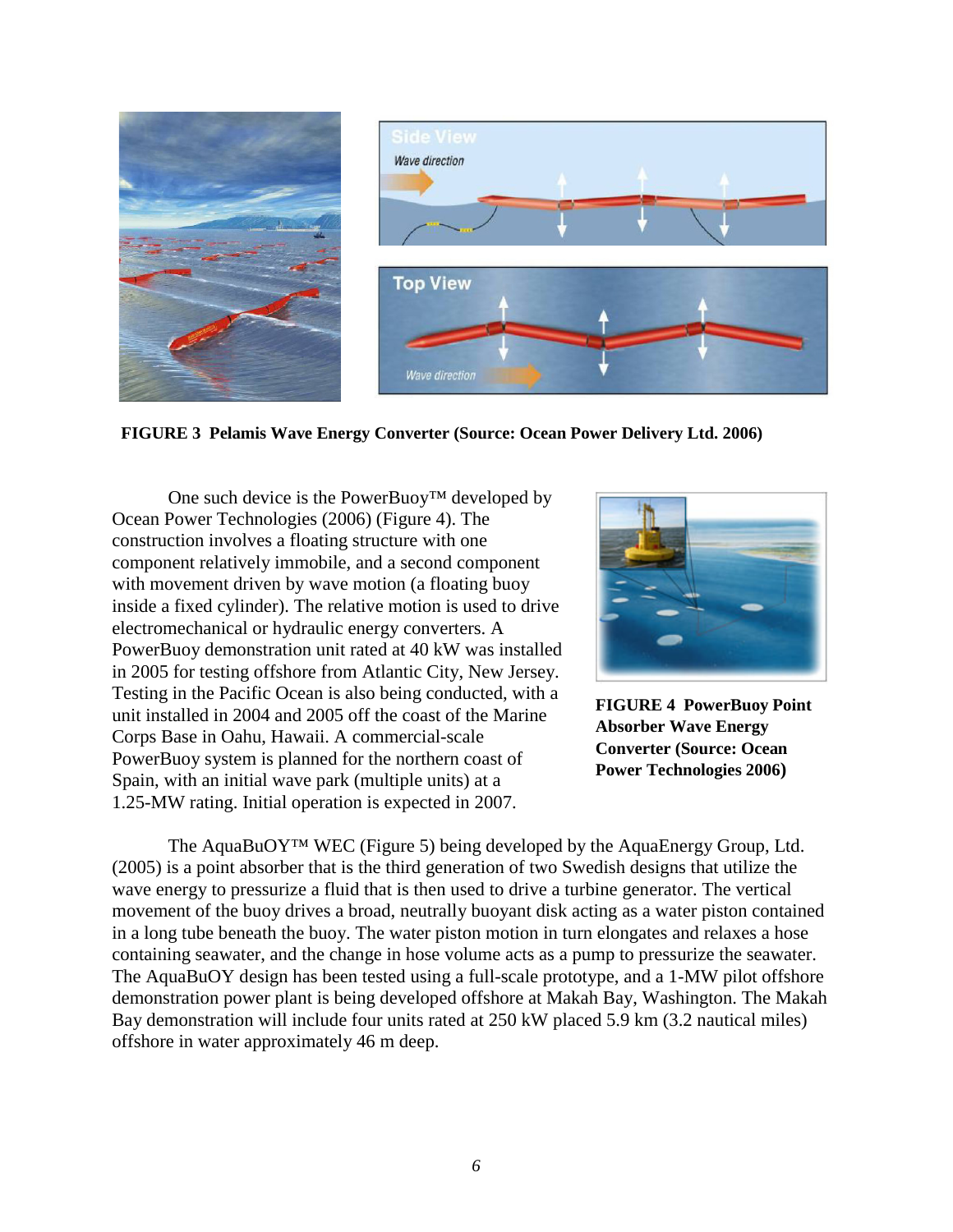**FIGURE 3  Pelamis Wave Energy Converter (Source: Ocean Power Delivery Ltd. 2006)**

One such device is the PowerBuoy™ developed by Ocean Power Technologies (2006) (Figure 4). The construction involves a floating structure with one component relatively immobile, and a second component with movement driven by wave motion (a floating buoy inside a fixed cylinder). The relative motion is used to drive electromechanical or hydraulic energy converters. A PowerBuoy demonstration unit rated at 40 kW was installed in 2005 for testing offshore from Atlantic City, New Jersey. Testing in the Pacific Ocean is also being conducted, with a unit installed in 2004 and 2005 off the coast of the Marine Corps Base in Oahu, Hawaii. A commercial-scale PowerBuoy system is planned for the northern coast of Spain, with an initial wave park (multiple units) at a 1.25-MW rating. Initial operation is expected in 2007.

**FIGURE 4  PowerBuoy Point Absorber Wave Energy Converter (Source: Ocean Power Technologies 2006)**

The AquaBuOY™ WEC (Figure 5) being developed by the AquaEnergy Group, Ltd. (2005) is a point absorber that is the third generation of two Swedish designs that utilize the wave energy to pressurize a fluid that is then used to drive a turbine generator. The vertical movement of the buoy drives a broad, neutrally buoyant disk acting as a water piston contained in a long tube beneath the buoy. The water piston motion in turn elongates and relaxes a hose containing seawater, and the change in hose volume acts as a pump to pressurize the seawater. The AquaBuOY design has been tested using a full-scale prototype, and a 1-MW pilot offshore demonstration power plant is being developed offshore at Makah Bay, Washington. The Makah Bay demonstration will include four units rated at 250 kW placed 5.9 km (3.2 nautical miles) offshore in water approximately 46 m deep.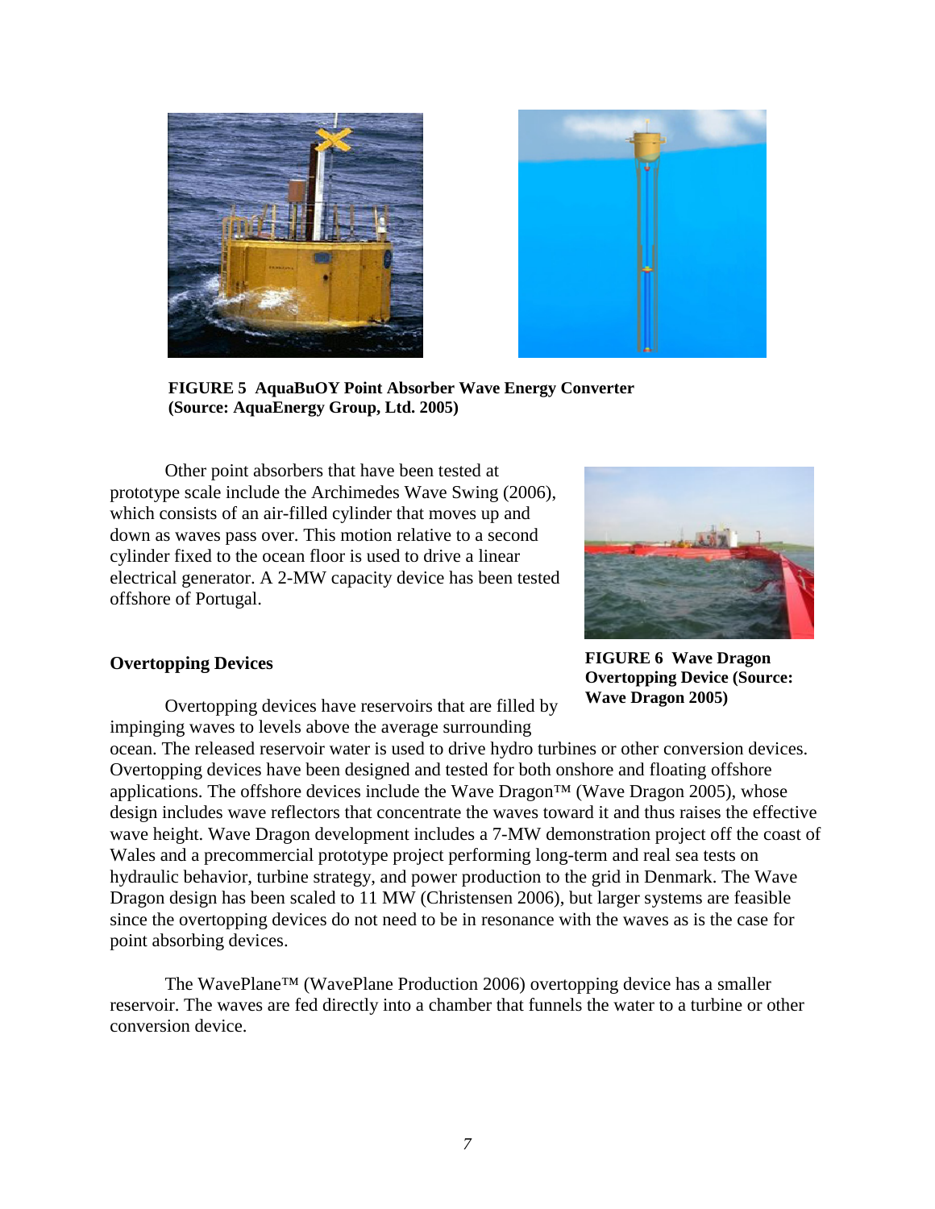**FIGURE 5 AquaBuOY Point Absorber Wave Energy Converter (Source: AquaEnergy Group, Ltd. 2005)**

Other point absorbers that have been tested at prototype scale include the Archimedes Wave Swing (2006), which consists of an air-filled cylinder that moves up and down as waves pass over. This motion relative to a second cylinder fixed to the ocean floor is used to drive a linear electrical generator. A 2-MW capacity device has been tested offshore of Portugal.

**FIGURE 6 Wave Dragon Overtopping Device (Source: Wave Dragon 2005)**

### Overtopping Devices

Overtopping devices have reservoirs that are filled by impinging waves to levels above the average surrounding ocean. The released reservoir water is used to drive hydro turbines or other conversion devices. Overtopping devices have been designed and tested for both onshore and floating offshore applications. The offshore devices include the Wave Dragon™ (Wave Dragon 2005), whose design includes wave reflectors that concentrate the waves toward it and thus raises the effective wave height. Wave Dragon development includes a 7-MW demonstration project off the coast of Wales and a precommercial prototype project performing long-term and real sea tests on hydraulic behavior, turbine strategy, and power production to the grid in Denmark. The Wave Dragon design has been scaled to 11 MW (Christensen 2006), but larger systems are feasible since the overtopping devices do not need to be in resonance with the waves as is the case for point absorbing devices.

The WavePlane™ (WavePlane Production 2006) overtopping device has a smaller reservoir. The waves are fed directly into a chamber that funnels the water to a turbine or other conversion device.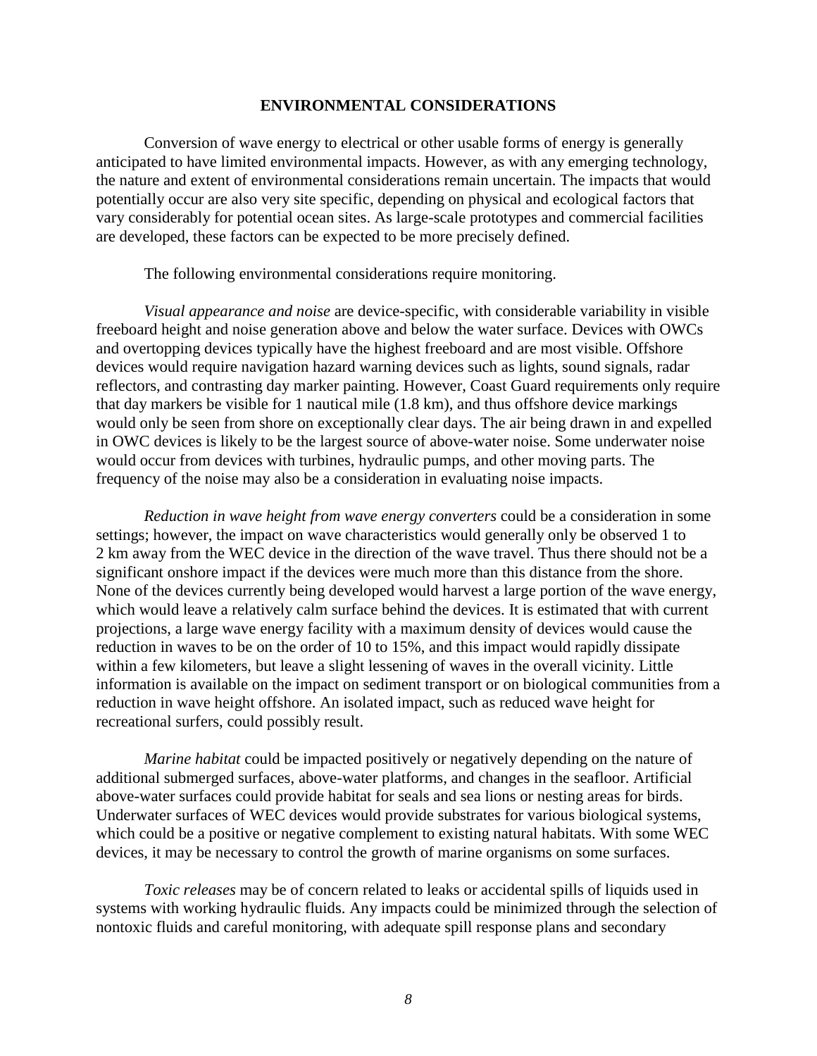## ENVIRONMENTAL CONSIDERATIONS

Conversion of wave energy to electrical or other usable forms of energy is generally anticipated to have limited environmental impacts. However, as with any emerging technology, the nature and extent of environmental considerations remain uncertain. The impacts that would potentially occur are also very site specific, depending on physical and ecological factors that vary considerably for potential ocean sites. As large-scale prototypes and commercial facilities are developed, these factors can be expected to be more precisely defined.

The following environmental considerations require monitoring.

*Visual appearance and noise* are device-specific, with considerable variability in visible freeboard height and noise generation above and below the water surface. Devices with OWCs and overtopping devices typically have the highest freeboard and are most visible. Offshore devices would require navigation hazard warning devices such as lights, sound signals, radar reflectors, and contrasting day marker painting. However, Coast Guard requirements only require that day markers be visible for 1 nautical mile (1.8 km), and thus offshore device markings would only be seen from shore on exceptionally clear days. The air being drawn in and expelled in OWC devices is likely to be the largest source of above-water noise. Some underwater noise would occur from devices with turbines, hydraulic pumps, and other moving parts. The frequency of the noise may also be a consideration in evaluating noise impacts.

*Reduction in wave height from wave energy converters* could be a consideration in some settings; however, the impact on wave characteristics would generally only be observed 1 to 2 km away from the WEC device in the direction of the wave travel. Thus there should not be a significant onshore impact if the devices were much more than this distance from the shore. None of the devices currently being developed would harvest a large portion of the wave energy, which would leave a relatively calm surface behind the devices. It is estimated that with current projections, a large wave energy facility with a maximum density of devices would cause the reduction in waves to be on the order of 10 to 15%, and this impact would rapidly dissipate within a few kilometers, but leave a slight lessening of waves in the overall vicinity. Little information is available on the impact on sediment transport or on biological communities from a reduction in wave height offshore. An isolated impact, such as reduced wave height for recreational surfers, could possibly result.

*Marine habitat* could be impacted positively or negatively depending on the nature of additional submerged surfaces, above-water platforms, and changes in the seafloor. Artificial above-water surfaces could provide habitat for seals and sea lions or nesting areas for birds. Underwater surfaces of WEC devices would provide substrates for various biological systems, which could be a positive or negative complement to existing natural habitats. With some WEC devices, it may be necessary to control the growth of marine organisms on some surfaces.

*Toxic releases* may be of concern related to leaks or accidental spills of liquids used in systems with working hydraulic fluids. Any impacts could be minimized through the selection of nontoxic fluids and careful monitoring, with adequate spill response plans and secondary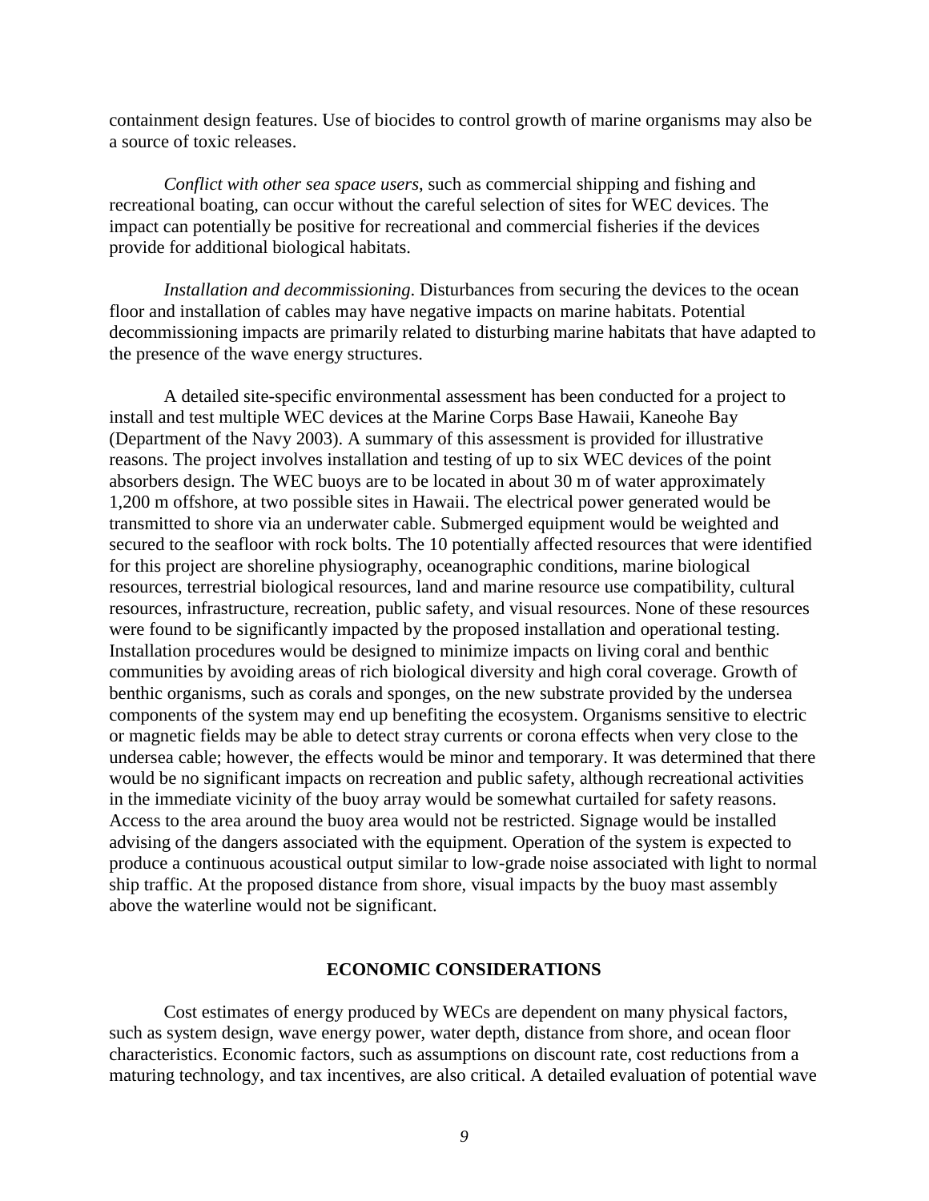containment design features. Use of biocides to control growth of marine organisms may also be a source of toxic releases.

*Conflict with other sea space users*, such as commercial shipping and fishing and recreational boating, can occur without the careful selection of sites for WEC devices. The impact can potentially be positive for recreational and commercial fisheries if the devices provide for additional biological habitats.

*Installation and decommissioning*. Disturbances from securing the devices to the ocean floor and installation of cables may have negative impacts on marine habitats. Potential decommissioning impacts are primarily related to disturbing marine habitats that have adapted to the presence of the wave energy structures.

A detailed site-specific environmental assessment has been conducted for a project to install and test multiple WEC devices at the Marine Corps Base Hawaii, Kaneohe Bay (Department of the Navy 2003). A summary of this assessment is provided for illustrative reasons. The project involves installation and testing of up to six WEC devices of the point absorbers design. The WEC buoys are to be located in about 30 m of water approximately 1,200 m offshore, at two possible sites in Hawaii. The electrical power generated would be transmitted to shore via an underwater cable. Submerged equipment would be weighted and secured to the seafloor with rock bolts. The 10 potentially affected resources that were identified for this project are shoreline physiography, oceanographic conditions, marine biological resources, terrestrial biological resources, land and marine resource use compatibility, cultural resources, infrastructure, recreation, public safety, and visual resources. None of these resources were found to be significantly impacted by the proposed installation and operational testing. Installation procedures would be designed to minimize impacts on living coral and benthic communities by avoiding areas of rich biological diversity and high coral coverage. Growth of benthic organisms, such as corals and sponges, on the new substrate provided by the undersea components of the system may end up benefiting the ecosystem. Organisms sensitive to electric or magnetic fields may be able to detect stray currents or corona effects when very close to the undersea cable; however, the effects would be minor and temporary. It was determined that there would be no significant impacts on recreation and public safety, although recreational activities in the immediate vicinity of the buoy array would be somewhat curtailed for safety reasons. Access to the area around the buoy area would not be restricted. Signage would be installed advising of the dangers associated with the equipment. Operation of the system is expected to produce a continuous acoustical output similar to low-grade noise associated with light to normal ship traffic. At the proposed distance from shore, visual impacts by the buoy mast assembly above the waterline would not be significant.

## ECONOMIC CONSIDERATIONS

Cost estimates of energy produced by WECs are dependent on many physical factors, such as system design, wave energy power, water depth, distance from shore, and ocean floor characteristics. Economic factors, such as assumptions on discount rate, cost reductions from a maturing technology, and tax incentives, are also critical. A detailed evaluation of potential wave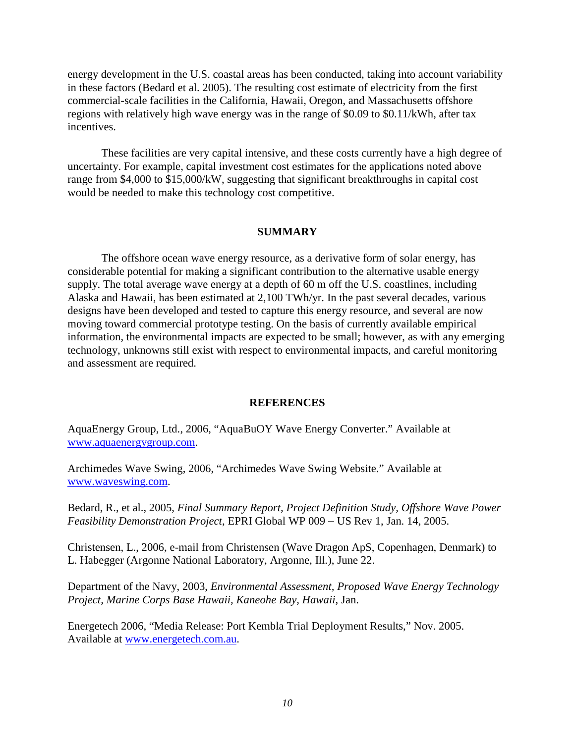energy development in the U.S. coastal areas has been conducted, taking into account variability in these factors (Bedard et al. 2005). The resulting cost estimate of electricity from the first commercial-scale facilities in the California, Hawaii, Oregon, and Massachusetts offshore regions with relatively high wave energy was in the range of $0.09 to $0.11/kWh, after tax incentives.

These facilities are very capital intensive, and these costs currently have a high degree of uncertainty. For example, capital investment cost estimates for the applications noted above range from $4,000 to $15,000/kW, suggesting that significant breakthroughs in capital cost would be needed to make this technology cost competitive.

## SUMMARY

The offshore ocean wave energy resource, as a derivative form of solar energy, has considerable potential for making a significant contribution to the alternative usable energy supply. The total average wave energy at a depth of 60 m off the U.S. coastlines, including Alaska and Hawaii, has been estimated at 2,100 TWh/yr. In the past several decades, various designs have been developed and tested to capture this energy resource, and several are now moving toward commercial prototype testing. On the basis of currently available empirical information, the environmental impacts are expected to be small; however, as with any emerging technology, unknowns still exist with respect to environmental impacts, and careful monitoring and assessment are required.

## REFERENCES

AquaEnergy Group, Ltd., 2006, "AquaBuOY Wave Energy Converter." Available at www.aquaenergygroup.com.

Archimedes Wave Swing, 2006, "Archimedes Wave Swing Website." Available at www.waveswing.com.

Bedard, R., et al., 2005, *Final Summary Report, Project Definition Study, Offshore Wave Power Feasibility Demonstration Project*, EPRI Global WP 009 – US Rev 1, Jan. 14, 2005.

Christensen, L., 2006, e-mail from Christensen (Wave Dragon ApS, Copenhagen, Denmark) to L. Habegger (Argonne National Laboratory, Argonne, Ill.), June 22.

Department of the Navy, 2003, *Environmental Assessment, Proposed Wave Energy Technology Project, Marine Corps Base Hawaii, Kaneohe Bay, Hawaii*, Jan.

Energetech 2006, "Media Release: Port Kembla Trial Deployment Results," Nov. 2005. Available at www.energetech.com.au.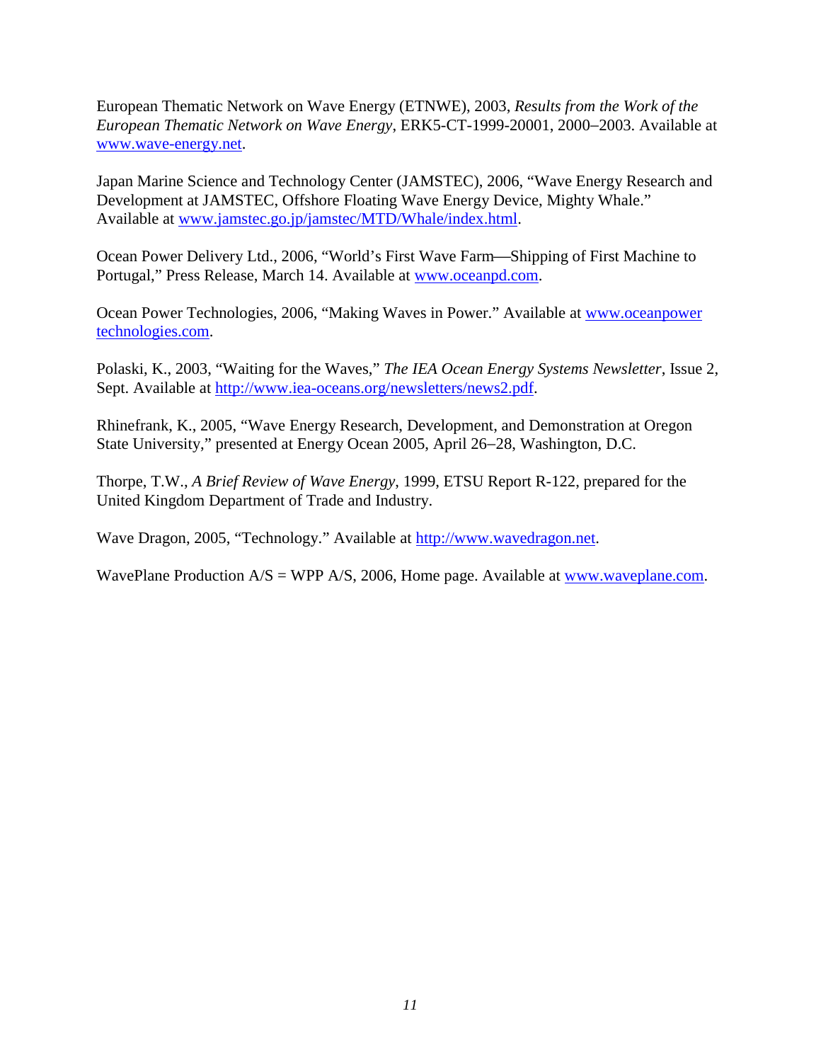European Thematic Network on Wave Energy (ETNWE), 2003, *Results from the Work of the European Thematic Network on Wave Energy*, ERK5-CT-1999-20001, 2000–2003. Available at www.wave-energy.net.

Japan Marine Science and Technology Center (JAMSTEC), 2006, "Wave Energy Research and Development at JAMSTEC, Offshore Floating Wave Energy Device, Mighty Whale." Available at www.jamstec.go.jp/jamstec/MTD/Whale/index.html.

Ocean Power Delivery Ltd., 2006, "World's First Wave Farm—Shipping of First Machine to Portugal," Press Release, March 14. Available at www.oceanpd.com.

Ocean Power Technologies, 2006, "Making Waves in Power." Available at www.oceanpower technologies.com.

Polaski, K., 2003, "Waiting for the Waves," *The IEA Ocean Energy Systems Newsletter*, Issue 2, Sept. Available at http://www.iea-oceans.org/newsletters/news2.pdf.

Rhinefrank, K., 2005, "Wave Energy Research, Development, and Demonstration at Oregon State University," presented at Energy Ocean 2005, April 26–28, Washington, D.C.

Thorpe, T.W., *A Brief Review of Wave Energy*, 1999, ETSU Report R-122, prepared for the United Kingdom Department of Trade and Industry.

Wave Dragon, 2005, "Technology." Available at http://www.wavedragon.net.

WavePlane Production A/S = WPP A/S, 2006, Home page. Available at www.waveplane.com.